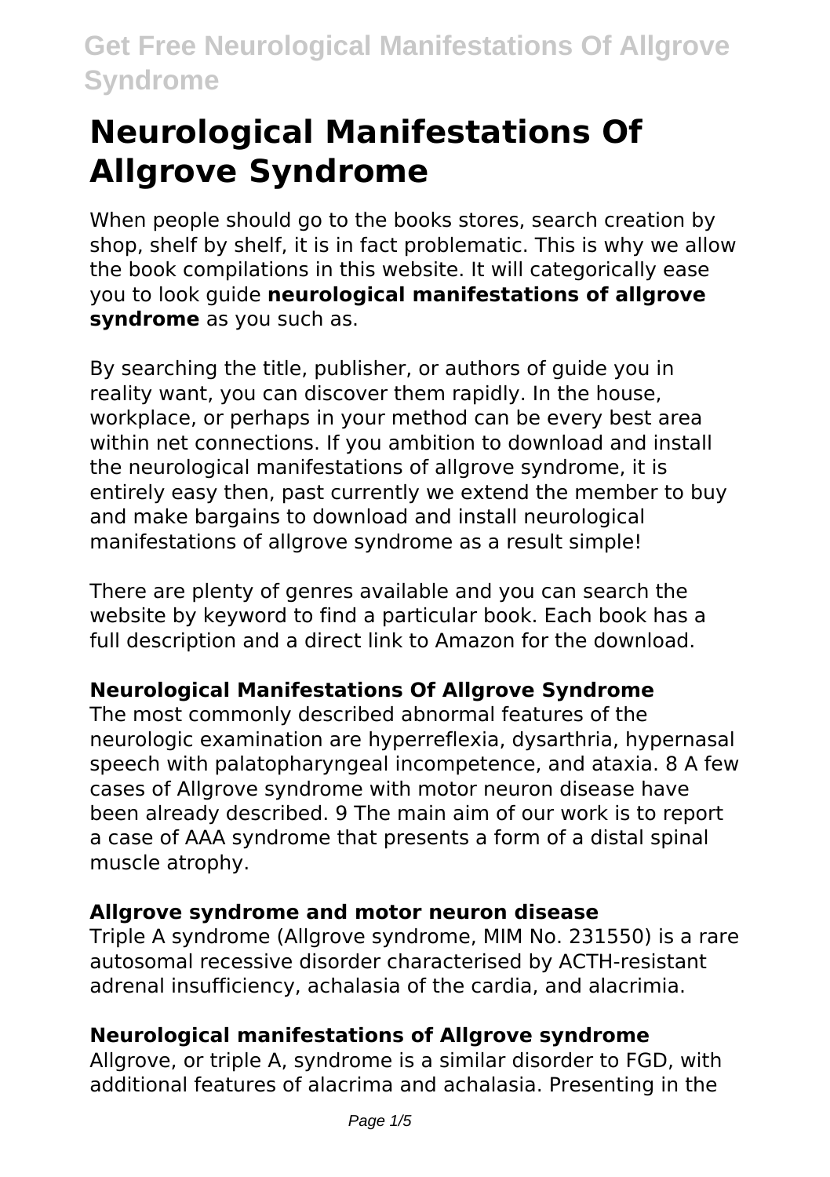# Neurological Manifestations Of Allgrove Syndrome

When people should go to the books stores, search creation by shop, shelf by shelf, it is in fact problematic. This is why we allow the book compilations in this website. It will categorically ease you to look guide **neurological manifestations of allgrove syndrome** as you such as.

By searching the title, publisher, or authors of guide you in reality want, you can discover them rapidly. In the house, workplace, or perhaps in your method can be every best area within net connections. If you ambition to download and install the neurological manifestations of allgrove syndrome, it is entirely easy then, past currently we extend the member to buy and make bargains to download and install neurological manifestations of allgrove syndrome as a result simple!

There are plenty of genres available and you can search the website by keyword to find a particular book. Each book has a full description and a direct link to Amazon for the download.

### Neurological Manifestations Of Allgrove Syndrome

The most commonly described abnormal features of the neurologic examination are hyperreflexia, dysarthria, hypernasal speech with palatopharyngeal incompetence, and ataxia. 8 A few cases of Allgrove syndrome with motor neuron disease have been already described. 9 The main aim of our work is to report a case of AAA syndrome that presents a form of a distal spinal muscle atrophy.

### Allgrove syndrome and motor neuron disease

Triple A syndrome (Allgrove syndrome, MIM No. 231550) is a rare autosomal recessive disorder characterised by ACTH-resistant adrenal insufficiency, achalasia of the cardia, and alacrimia.

### Neurological manifestations of Allgrove syndrome

Allgrove, or triple A, syndrome is a similar disorder to FGD, with additional features of alacrima and achalasia. Presenting in the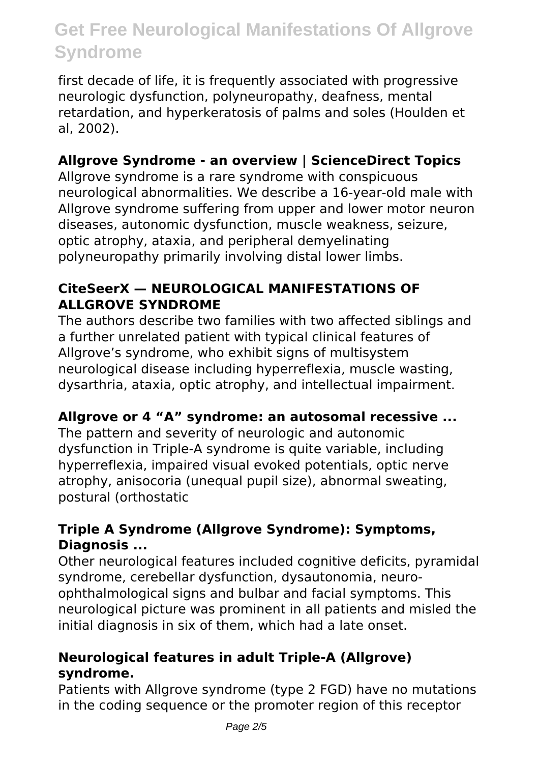first decade of life, it is frequently associated with progressive neurologic dysfunction, polyneuropathy, deafness, mental retardation, and hyperkeratosis of palms and soles (Houlden et al, 2002).

### Allgrove Syndrome - an overview | ScienceDirect Topics

Allgrove syndrome is a rare syndrome with conspicuous neurological abnormalities. We describe a 16-year-old male with Allgrove syndrome suffering from upper and lower motor neuron diseases, autonomic dysfunction, muscle weakness, seizure, optic atrophy, ataxia, and peripheral demyelinating polyneuropathy primarily involving distal lower limbs.

### CiteSeerX — NEUROLOGICAL MANIFESTATIONS OF ALLGROVE SYNDROME

The authors describe two families with two affected siblings and a further unrelated patient with typical clinical features of Allgrove's syndrome, who exhibit signs of multisystem neurological disease including hyperreflexia, muscle wasting, dysarthria, ataxia, optic atrophy, and intellectual impairment.

### Allgrove or 4 "A" syndrome: an autosomal recessive ...

The pattern and severity of neurologic and autonomic dysfunction in Triple-A syndrome is quite variable, including hyperreflexia, impaired visual evoked potentials, optic nerve atrophy, anisocoria (unequal pupil size), abnormal sweating, postural (orthostatic

### Triple A Syndrome (Allgrove Syndrome): Symptoms, Diagnosis ...

Other neurological features included cognitive deficits, pyramidal syndrome, cerebellar dysfunction, dysautonomia, neuro-ophthalmological signs and bulbar and facial symptoms. This neurological picture was prominent in all patients and misled the initial diagnosis in six of them, which had a late onset.

### Neurological features in adult Triple-A (Allgrove) syndrome.

Patients with Allgrove syndrome (type 2 FGD) have no mutations in the coding sequence or the promoter region of this receptor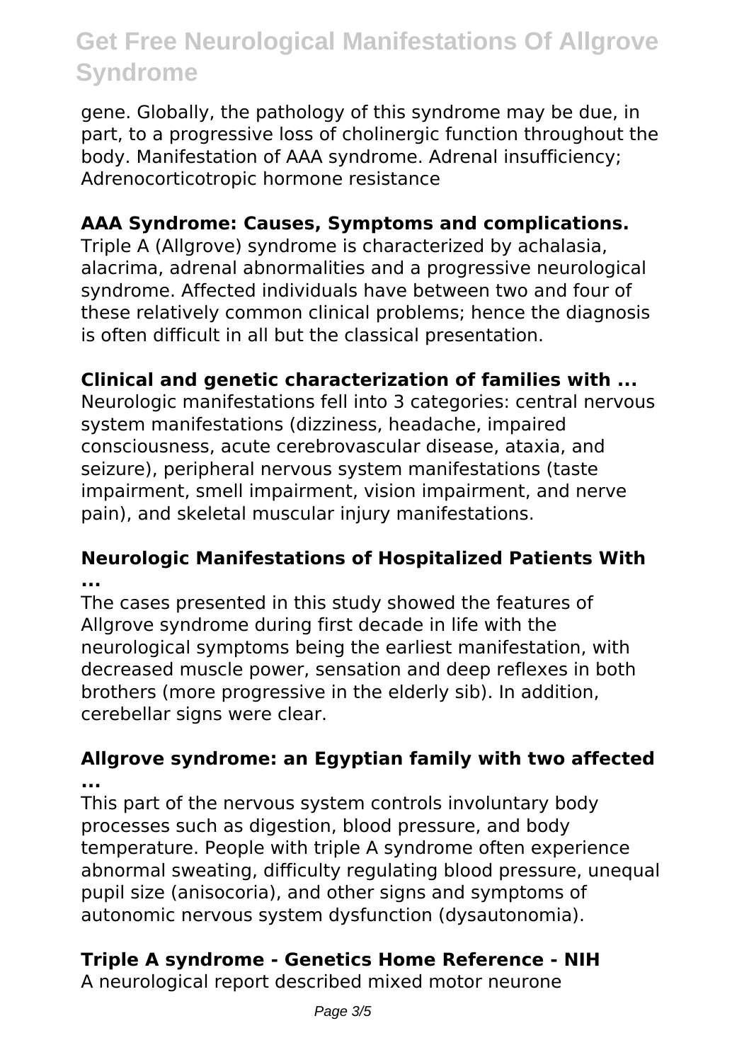gene. Globally, the pathology of this syndrome may be due, in part, to a progressive loss of cholinergic function throughout the body. Manifestation of AAA syndrome. Adrenal insufficiency; Adrenocorticotropic hormone resistance

### AAA Syndrome: Causes, Symptoms and complications.

Triple A (Allgrove) syndrome is characterized by achalasia, alacrima, adrenal abnormalities and a progressive neurological syndrome. Affected individuals have between two and four of these relatively common clinical problems; hence the diagnosis is often difficult in all but the classical presentation.

### Clinical and genetic characterization of families with ...

Neurologic manifestations fell into 3 categories: central nervous system manifestations (dizziness, headache, impaired consciousness, acute cerebrovascular disease, ataxia, and seizure), peripheral nervous system manifestations (taste impairment, smell impairment, vision impairment, and nerve pain), and skeletal muscular injury manifestations.

### Neurologic Manifestations of Hospitalized Patients With ...

The cases presented in this study showed the features of Allgrove syndrome during first decade in life with the neurological symptoms being the earliest manifestation, with decreased muscle power, sensation and deep reflexes in both brothers (more progressive in the elderly sib). In addition, cerebellar signs were clear.

### Allgrove syndrome: an Egyptian family with two affected ...

This part of the nervous system controls involuntary body processes such as digestion, blood pressure, and body temperature. People with triple A syndrome often experience abnormal sweating, difficulty regulating blood pressure, unequal pupil size (anisocoria), and other signs and symptoms of autonomic nervous system dysfunction (dysautonomia).

### Triple A syndrome - Genetics Home Reference - NIH

A neurological report described mixed motor neurone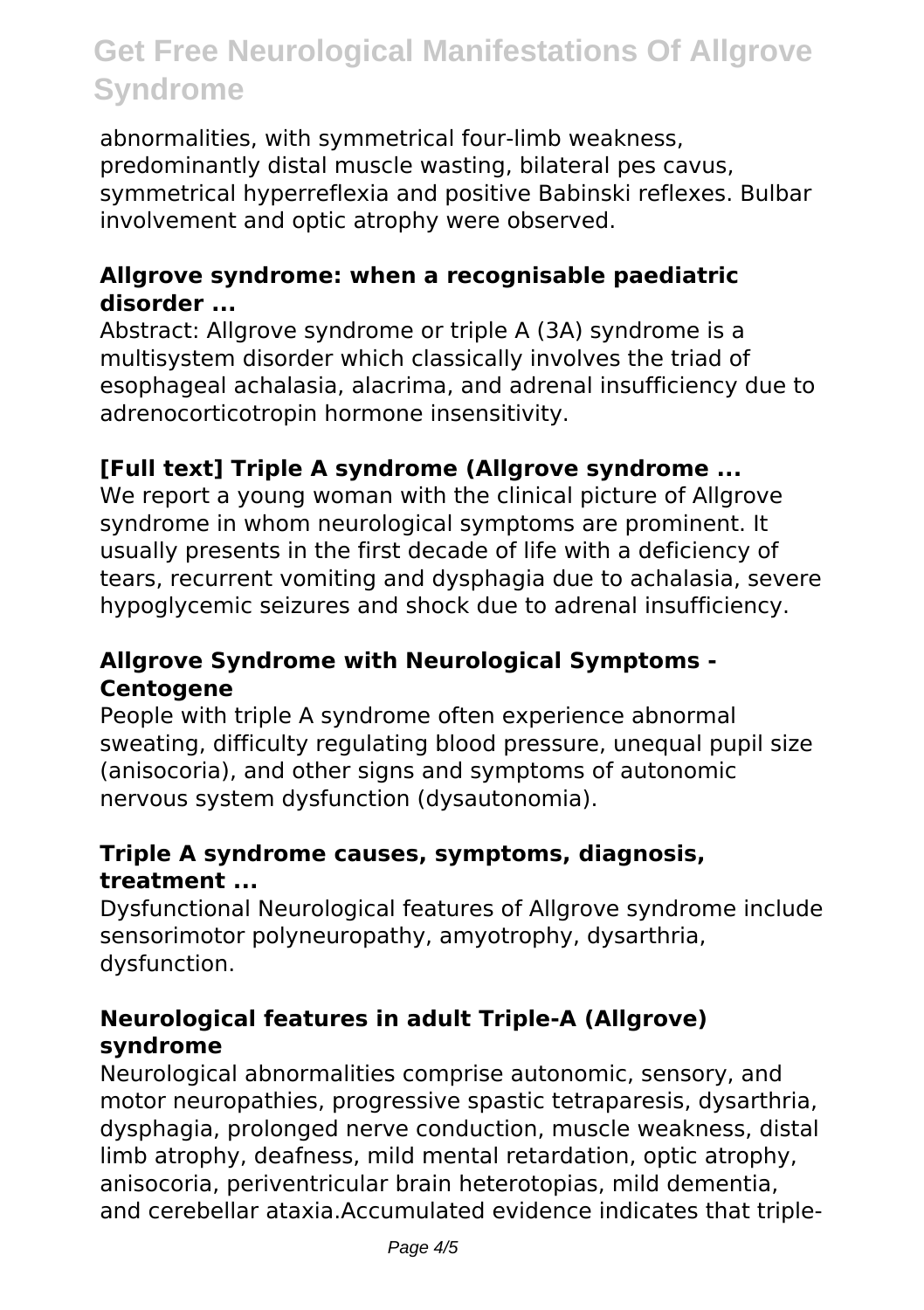abnormalities, with symmetrical four-limb weakness, predominantly distal muscle wasting, bilateral pes cavus, symmetrical hyperreflexia and positive Babinski reflexes. Bulbar involvement and optic atrophy were observed.

### Allgrove syndrome: when a recognisable paediatric disorder ...

Abstract: Allgrove syndrome or triple A (3A) syndrome is a multisystem disorder which classically involves the triad of esophageal achalasia, alacrima, and adrenal insufficiency due to adrenocorticotropin hormone insensitivity.

### [Full text] Triple A syndrome (Allgrove syndrome ...

We report a young woman with the clinical picture of Allgrove syndrome in whom neurological symptoms are prominent. It usually presents in the first decade of life with a deficiency of tears, recurrent vomiting and dysphagia due to achalasia, severe hypoglycemic seizures and shock due to adrenal insufficiency.

### Allgrove Syndrome with Neurological Symptoms - Centogene

People with triple A syndrome often experience abnormal sweating, difficulty regulating blood pressure, unequal pupil size (anisocoria), and other signs and symptoms of autonomic nervous system dysfunction (dysautonomia).

### Triple A syndrome causes, symptoms, diagnosis, treatment ...

Dysfunctional Neurological features of Allgrove syndrome include sensorimotor polyneuropathy, amyotrophy, dysarthria, dysfunction.

### Neurological features in adult Triple-A (Allgrove) syndrome

Neurological abnormalities comprise autonomic, sensory, and motor neuropathies, progressive spastic tetraparesis, dysarthria, dysphagia, prolonged nerve conduction, muscle weakness, distal limb atrophy, deafness, mild mental retardation, optic atrophy, anisocoria, periventricular brain heterotopias, mild dementia, and cerebellar ataxia.Accumulated evidence indicates that triple-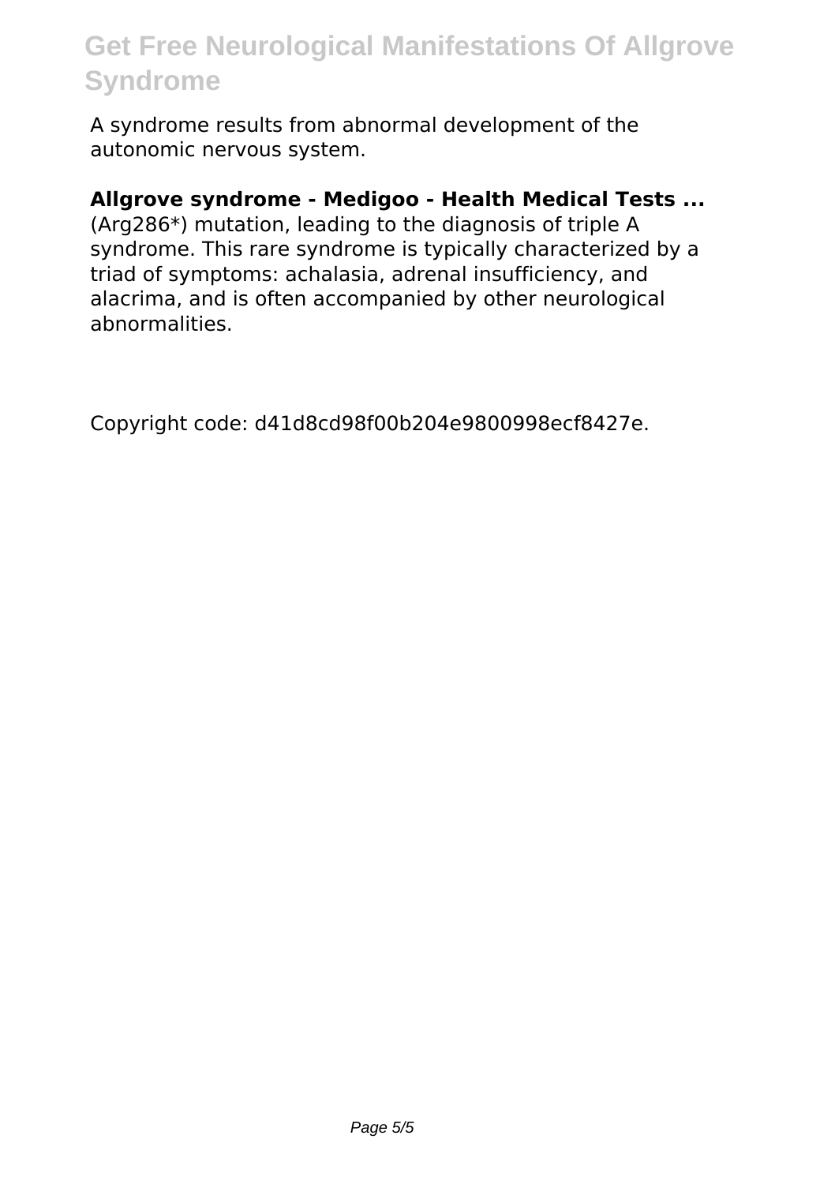A syndrome results from abnormal development of the autonomic nervous system.

**Allgrove syndrome - Medigoo - Health Medical Tests ...**
(Arg286*) mutation, leading to the diagnosis of triple A syndrome. This rare syndrome is typically characterized by a triad of symptoms: achalasia, adrenal insufficiency, and alacrima, and is often accompanied by other neurological abnormalities.

Copyright code: d41d8cd98f00b204e9800998ecf8427e.